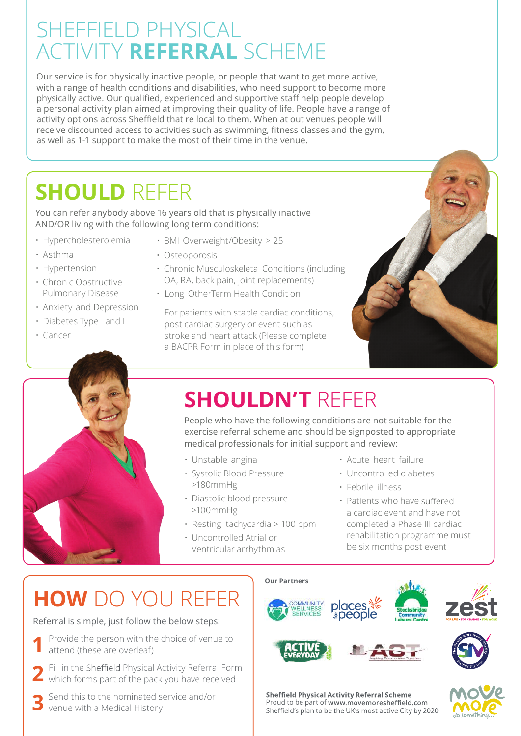# SHEFFIELD PHYSICAL ACTIVITY **REFERRAL** SCHEME

Our service is for physically inactive people, or people that want to get more active, with a range of health conditions and disabilities, who need support to become more physically active. Our qualified, experienced and supportive staff help people develop a personal activity plan aimed at improving their quality of life. People have a range of activity options across Sheffield that re local to them. When at out venues people will receive discounted access to activities such as swimming, fitness classes and the gym, as well as 1-1 support to make the most of their time in the venue.

## **SHOULD** REFER

You can refer anybody above 16 years old that is physically inactive AND/OR living with the following long term conditions:

- Hypercholesterolemia
- Asthma
- Hypertension
- Chronic Obstructive Pulmonary Disease
- Anxiety and Depression
- Diabetes Type I and II
- Cancer
- BMI Overweight/Obesity > 25
- Osteoporosis
- Chronic Musculoskeletal Conditions (including OA, RA, back pain, joint replacements)
- Long OtherTerm Health Condition

For patients with stable cardiac conditions, post cardiac surgery or event such as stroke and heart attack (Please complete a BACPR Form in place of this form)

## **SHOULDN'T** REFER

People who have the following conditions are not suitable for the exercise referral scheme and should be signposted to appropriate medical professionals for initial support and review:

- Unstable angina
- Systolic Blood Pressure >180mmHg
- Diastolic blood pressure >100mmHg
- Resting tachycardia > 100 bpm
- Uncontrolled Atrial or Ventricular arrhythmias
- Acute heart failure
- Uncontrolled diabetes
- Febrile illness
- Patients who have suffered a cardiac event and have not completed a Phase III cardiac rehabilitation programme must be six months post event

## **HOW** DO YOU REFER

Referral is simple, just follow the below steps:

1. Provide the person with the choice of venue to attend (these are overleaf)
2. Fill in the Sheffield Physical Activity Referral Form which forms part of the pack you have received
3. Send this to the nominated service and/or venue with a Medical History

**Our Partners**

Community Wellness Services · places for people · Stocksbridge Community Leisure Centre · zest · Active Everyday · ACT Aspiring Communities Together · SIV

**Sheffield Physical Activity Referral Scheme**
Proud to be part of **www.movemoresheffield.com**
Sheffield's plan to be the UK's most active City by 2020

Move More do something...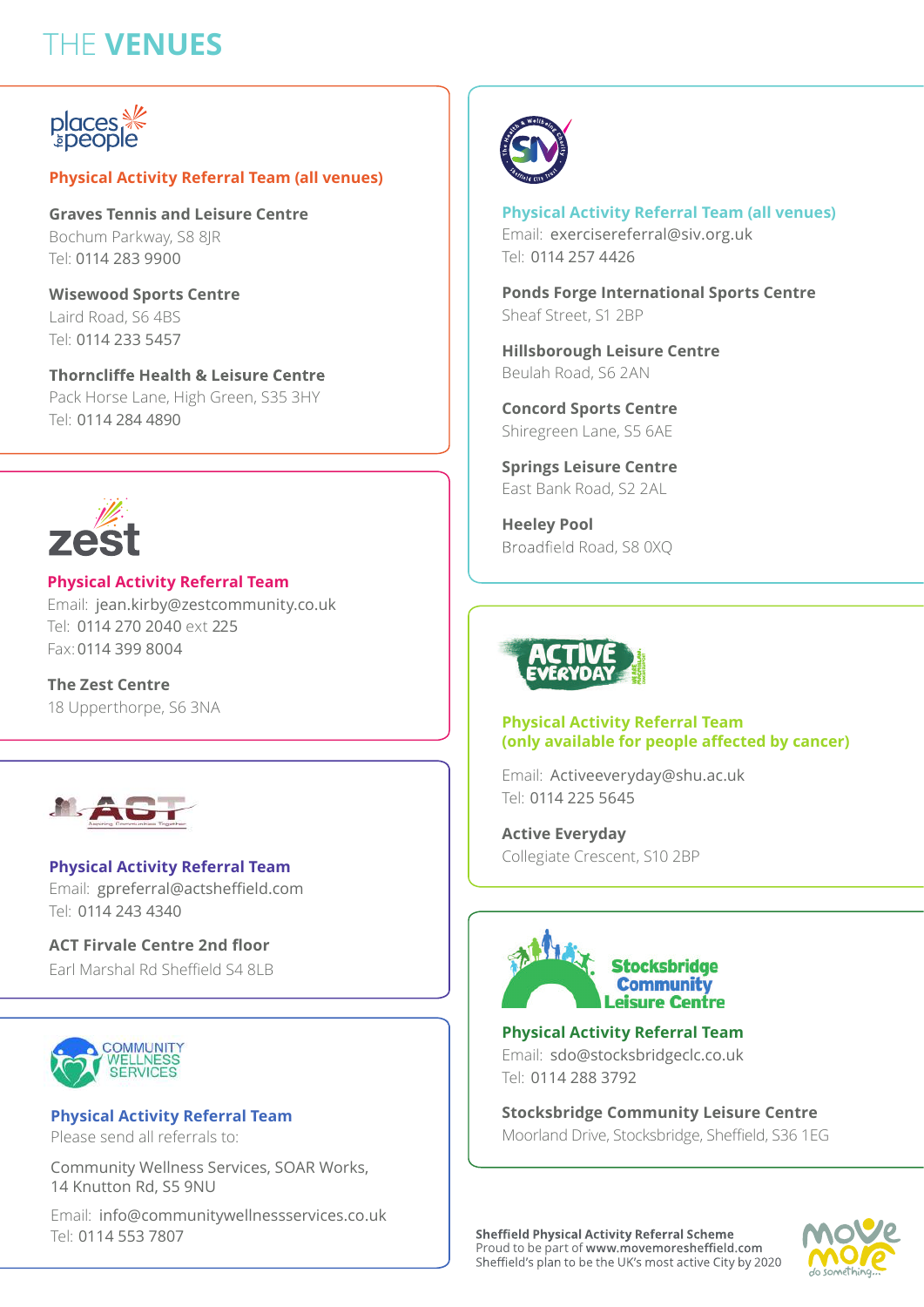# THE VENUES

**places for people**

### Physical Activity Referral Team (all venues)

**Graves Tennis and Leisure Centre**
Bochum Parkway, S8 8JR
Tel: 0114 283 9900

**Wisewood Sports Centre**
Laird Road, S6 4BS
Tel: 0114 233 5457

**Thorncliffe Health & Leisure Centre**
Pack Horse Lane, High Green, S35 3HY
Tel: 0114 284 4890

**zest**

### Physical Activity Referral Team

Email: jean.kirby@zestcommunity.co.uk
Tel: 0114 270 2040 ext 225
Fax: 0114 399 8004

**The Zest Centre**
18 Upperthorpe, S6 3NA

**ACT** Aspiring Communities Together

### Physical Activity Referral Team

Email: gpreferral@actsheffield.com
Tel: 0114 243 4340

**ACT Firvale Centre 2nd floor**
Earl Marshal Rd Sheffield S4 8LB

**COMMUNITY WELLNESS SERVICES**

### Physical Activity Referral Team

Please send all referrals to:

Community Wellness Services, SOAR Works,
14 Knutton Rd, S5 9NU

Email: info@communitywellnessservices.co.uk
Tel: 0114 553 7807

**SIV** The Health & Wellbeing Charity – Sheffield City Trust

### Physical Activity Referral Team (all venues)

Email: exercisereferral@siv.org.uk
Tel: 0114 257 4426

**Ponds Forge International Sports Centre**
Sheaf Street, S1 2BP

**Hillsborough Leisure Centre**
Beulah Road, S6 2AN

**Concord Sports Centre**
Shiregreen Lane, S5 6AE

**Springs Leisure Centre**
East Bank Road, S2 2AL

**Heeley Pool**
Broadfield Road, S8 0XQ

**ACTIVE EVERYDAY**

### Physical Activity Referral Team (only available for people affected by cancer)

Email: Activeeveryday@shu.ac.uk
Tel: 0114 225 5645

**Active Everyday**
Collegiate Crescent, S10 2BP

**Stocksbridge Community Leisure Centre**

### Physical Activity Referral Team

Email: sdo@stocksbridgeclc.co.uk
Tel: 0114 288 3792

**Stocksbridge Community Leisure Centre**
Moorland Drive, Stocksbridge, Sheffield, S36 1EG

**Sheffield Physical Activity Referral Scheme**
Proud to be part of **www.movemoresheffield.com**
Sheffield's plan to be the UK's most active City by 2020

Move More do something...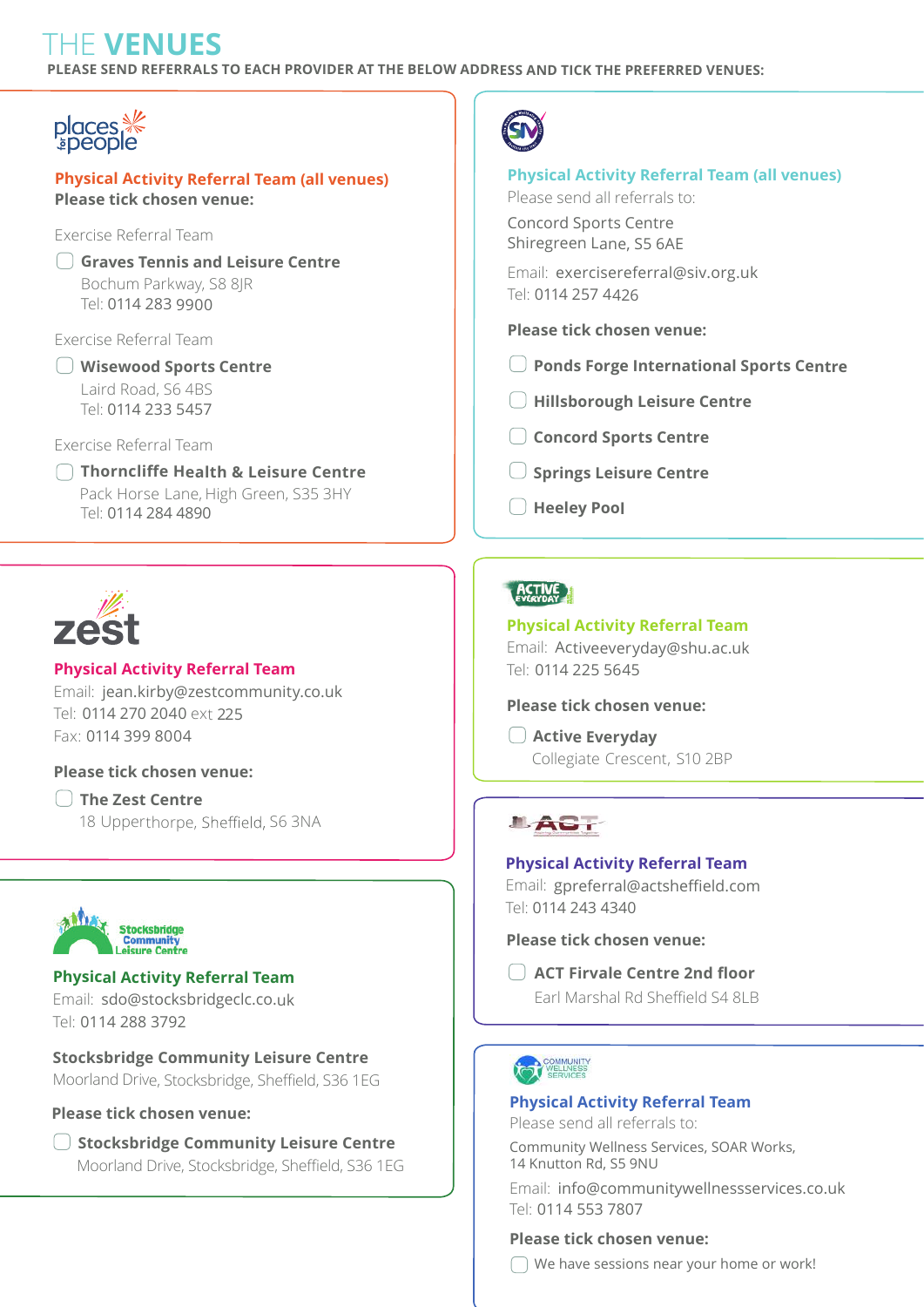# THE VENUES

**PLEASE SEND REFERRALS TO EACH PROVIDER AT THE BELOW ADDRESS AND TICK THE PREFERRED VENUES:**

## places for people

### Physical Activity Referral Team (all venues)

**Please tick chosen venue:**

Exercise Referral Team

- ☐ **Graves Tennis and Leisure Centre**
  Bochum Parkway, S8 8JR
  Tel: 0114 283 9900

Exercise Referral Team

- ☐ **Wisewood Sports Centre**
  Laird Road, S6 4BS
  Tel: 0114 233 5457

Exercise Referral Team

- ☐ **Thorncliffe Health & Leisure Centre**
  Pack Horse Lane, High Green, S35 3HY
  Tel: 0114 284 4890

## zest

### Physical Activity Referral Team

Email: jean.kirby@zestcommunity.co.uk
Tel: 0114 270 2040 ext 225
Fax: 0114 399 8004

**Please tick chosen venue:**

- ☐ **The Zest Centre**
  18 Upperthorpe, Sheffield, S6 3NA

## Stocksbridge Community Leisure Centre

### Physical Activity Referral Team

Email: sdo@stocksbridgeclc.co.uk
Tel: 0114 288 3792

**Stocksbridge Community Leisure Centre**
Moorland Drive, Stocksbridge, Sheffield, S36 1EG

**Please tick chosen venue:**

- ☐ **Stocksbridge Community Leisure Centre**
  Moorland Drive, Stocksbridge, Sheffield, S36 1EG

## SIV

### Physical Activity Referral Team (all venues)

Please send all referrals to:

Concord Sports Centre
Shiregreen Lane, S5 6AE

Email: exercisereferral@siv.org.uk
Tel: 0114 257 4426

**Please tick chosen venue:**

- ☐ **Ponds Forge International Sports Centre**
- ☐ **Hillsborough Leisure Centre**
- ☐ **Concord Sports Centre**
- ☐ **Springs Leisure Centre**
- ☐ **Heeley Pool**

## Active Everyday

### Physical Activity Referral Team

Email: Activeeveryday@shu.ac.uk
Tel: 0114 225 5645

**Please tick chosen venue:**

- ☐ **Active Everyday**
  Collegiate Crescent, S10 2BP

## ACT

### Physical Activity Referral Team

Email: gpreferral@actsheffield.com
Tel: 0114 243 4340

**Please tick chosen venue:**

- ☐ **ACT Firvale Centre 2nd floor**
  Earl Marshal Rd Sheffield S4 8LB

## Community Wellness Services

### Physical Activity Referral Team

Please send all referrals to:

Community Wellness Services, SOAR Works,
14 Knutton Rd, S5 9NU

Email: info@communitywellnessservices.co.uk
Tel: 0114 553 7807

**Please tick chosen venue:**

- ☐ We have sessions near your home or work!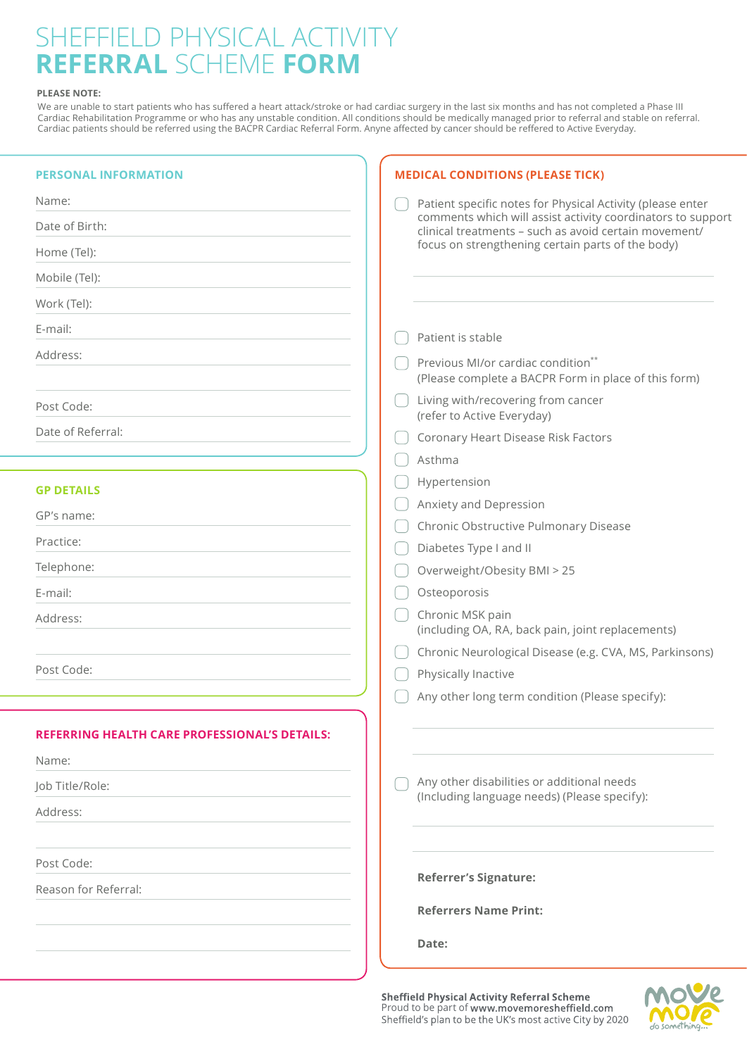# SHEFFIELD PHYSICAL ACTIVITY **REFERRAL** SCHEME **FORM**

**PLEASE NOTE:**
We are unable to start patients who has suffered a heart attack/stroke or had cardiac surgery in the last six months and has not completed a Phase III Cardiac Rehabilitation Programme or who has any unstable condition. All conditions should be medically managed prior to referral and stable on referral. Cardiac patients should be referred using the BACPR Cardiac Referral Form. Anyne affected by cancer should be reffered to Active Everyday.

## PERSONAL INFORMATION

Name:

Date of Birth:

Home (Tel):

Mobile (Tel):

Work (Tel):

E-mail:

Address:

Post Code:

Date of Referral:

## GP DETAILS

GP's name:

Practice:

Telephone:

E-mail:

Address:

Post Code:

## REFERRING HEALTH CARE PROFESSIONAL'S DETAILS:

Name:

Job Title/Role:

Address:

Post Code:

Reason for Referral:

## MEDICAL CONDITIONS (PLEASE TICK)

- ☐ Patient specific notes for Physical Activity (please enter comments which will assist activity coordinators to support clinical treatments – such as avoid certain movement/ focus on strengthening certain parts of the body)
- ☐ Patient is stable
- ☐ Previous MI/or cardiac condition** (Please complete a BACPR Form in place of this form)
- ☐ Living with/recovering from cancer (refer to Active Everyday)
- ☐ Coronary Heart Disease Risk Factors
- ☐ Asthma
- ☐ Hypertension
- ☐ Anxiety and Depression
- ☐ Chronic Obstructive Pulmonary Disease
- ☐ Diabetes Type I and II
- ☐ Overweight/Obesity BMI > 25
- ☐ Osteoporosis
- ☐ Chronic MSK pain (including OA, RA, back pain, joint replacements)
- ☐ Chronic Neurological Disease (e.g. CVA, MS, Parkinsons)
- ☐ Physically Inactive
- ☐ Any other long term condition (Please specify):
- ☐ Any other disabilities or additional needs (Including language needs) (Please specify):

**Referrer's Signature:**

**Referrers Name Print:**

**Date:**

**Sheffield Physical Activity Referral Scheme**
Proud to be part of **www.movemoresheffield.com**
Sheffield's plan to be the UK's most active City by 2020

move more do something...